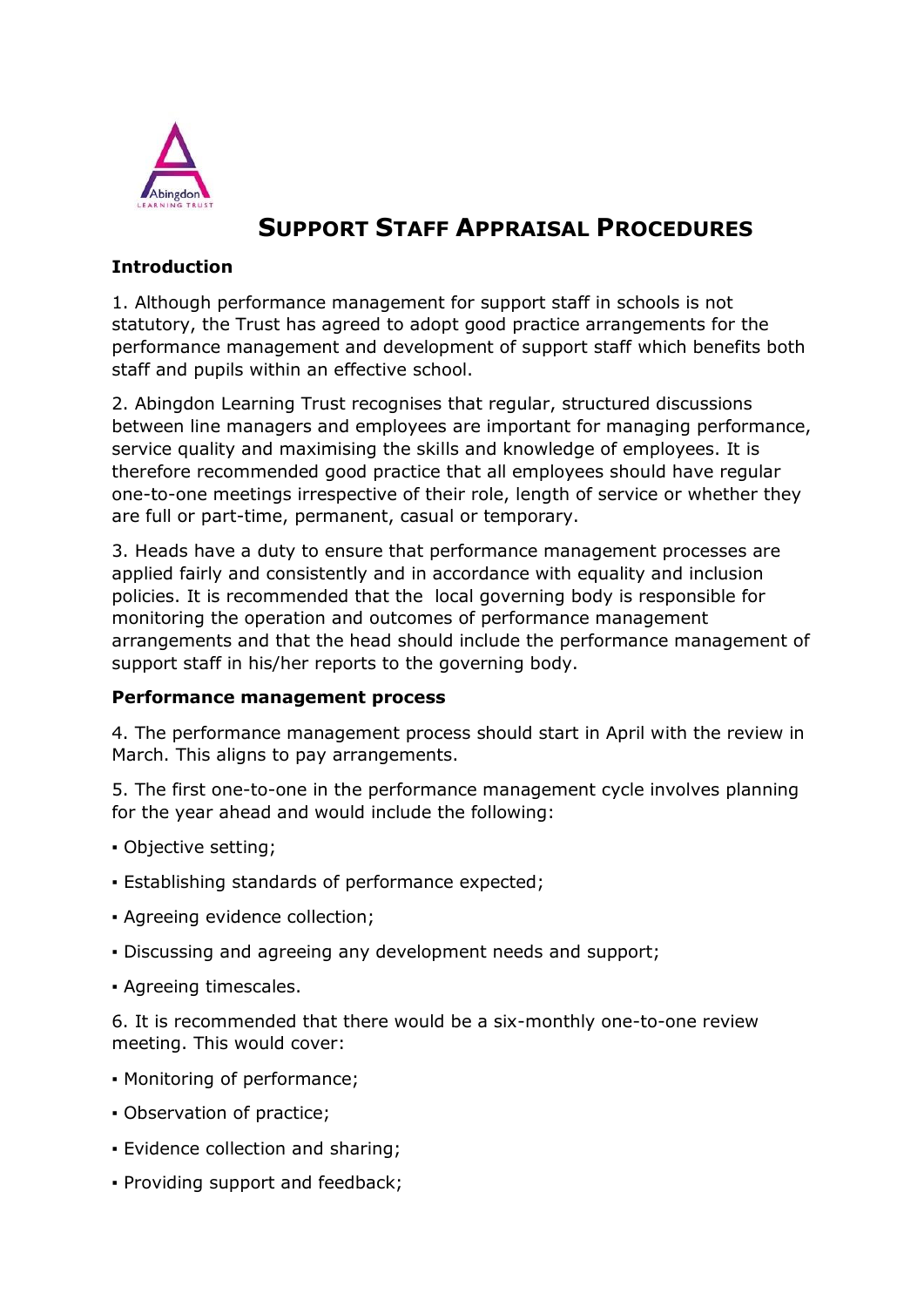# SUPPORT STAFF APPRAISAL PROCEDURES

## Introduction

1. Although performance management for support staff in schools is not statutory, the Trust has agreed to adopt good practice arrangements for the performance management and development of support staff which benefits both staff and pupils within an effective school.

2. Abingdon Learning Trust recognises that regular, structured discussions between line managers and employees are important for managing performance, service quality and maximising the skills and knowledge of employees. It is therefore recommended good practice that all employees should have regular one-to-one meetings irrespective of their role, length of service or whether they are full or part-time, permanent, casual or temporary.

3. Heads have a duty to ensure that performance management processes are applied fairly and consistently and in accordance with equality and inclusion policies. It is recommended that the local governing body is responsible for monitoring the operation and outcomes of performance management arrangements and that the head should include the performance management of support staff in his/her reports to the governing body.

## Performance management process

4. The performance management process should start in April with the review in March. This aligns to pay arrangements.

5. The first one-to-one in the performance management cycle involves planning for the year ahead and would include the following:

- Objective setting;
- Establishing standards of performance expected;
- Agreeing evidence collection;
- Discussing and agreeing any development needs and support;
- Agreeing timescales.

6. It is recommended that there would be a six-monthly one-to-one review meeting. This would cover:

- Monitoring of performance;
- Observation of practice;
- Evidence collection and sharing;
- Providing support and feedback;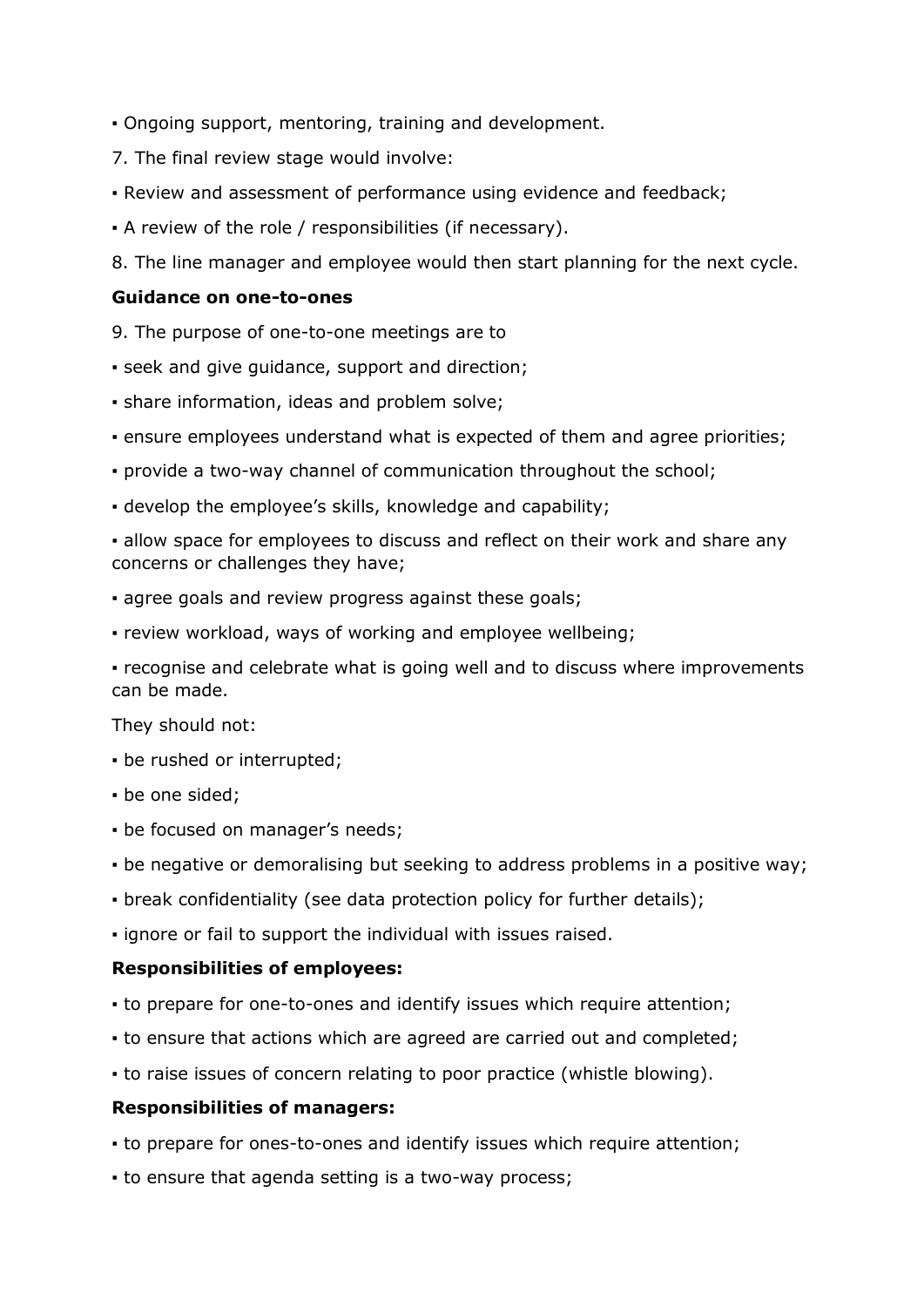- Ongoing support, mentoring, training and development.

7. The final review stage would involve:

- Review and assessment of performance using evidence and feedback;
- A review of the role / responsibilities (if necessary).

8. The line manager and employee would then start planning for the next cycle.

**Guidance on one-to-ones**

9. The purpose of one-to-one meetings are to

- seek and give guidance, support and direction;
- share information, ideas and problem solve;
- ensure employees understand what is expected of them and agree priorities;
- provide a two-way channel of communication throughout the school;
- develop the employee's skills, knowledge and capability;
- allow space for employees to discuss and reflect on their work and share any concerns or challenges they have;
- agree goals and review progress against these goals;
- review workload, ways of working and employee wellbeing;
- recognise and celebrate what is going well and to discuss where improvements can be made.

They should not:

- be rushed or interrupted;
- be one sided;
- be focused on manager's needs;
- be negative or demoralising but seeking to address problems in a positive way;
- break confidentiality (see data protection policy for further details);
- ignore or fail to support the individual with issues raised.

**Responsibilities of employees:**

- to prepare for one-to-ones and identify issues which require attention;
- to ensure that actions which are agreed are carried out and completed;
- to raise issues of concern relating to poor practice (whistle blowing).

**Responsibilities of managers:**

- to prepare for ones-to-ones and identify issues which require attention;
- to ensure that agenda setting is a two-way process;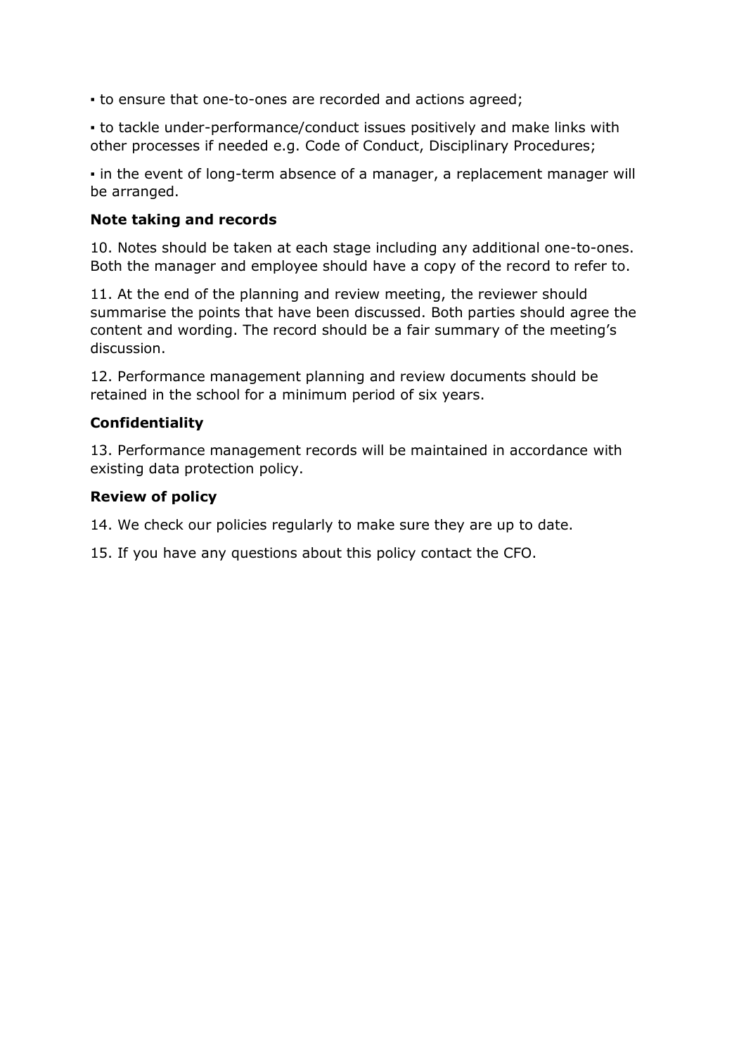▪ to ensure that one-to-ones are recorded and actions agreed;

▪ to tackle under-performance/conduct issues positively and make links with other processes if needed e.g. Code of Conduct, Disciplinary Procedures;

▪ in the event of long-term absence of a manager, a replacement manager will be arranged.

**Note taking and records**

10. Notes should be taken at each stage including any additional one-to-ones. Both the manager and employee should have a copy of the record to refer to.

11. At the end of the planning and review meeting, the reviewer should summarise the points that have been discussed. Both parties should agree the content and wording. The record should be a fair summary of the meeting's discussion.

12. Performance management planning and review documents should be retained in the school for a minimum period of six years.

**Confidentiality**

13. Performance management records will be maintained in accordance with existing data protection policy.

**Review of policy**

14. We check our policies regularly to make sure they are up to date.

15. If you have any questions about this policy contact the CFO.